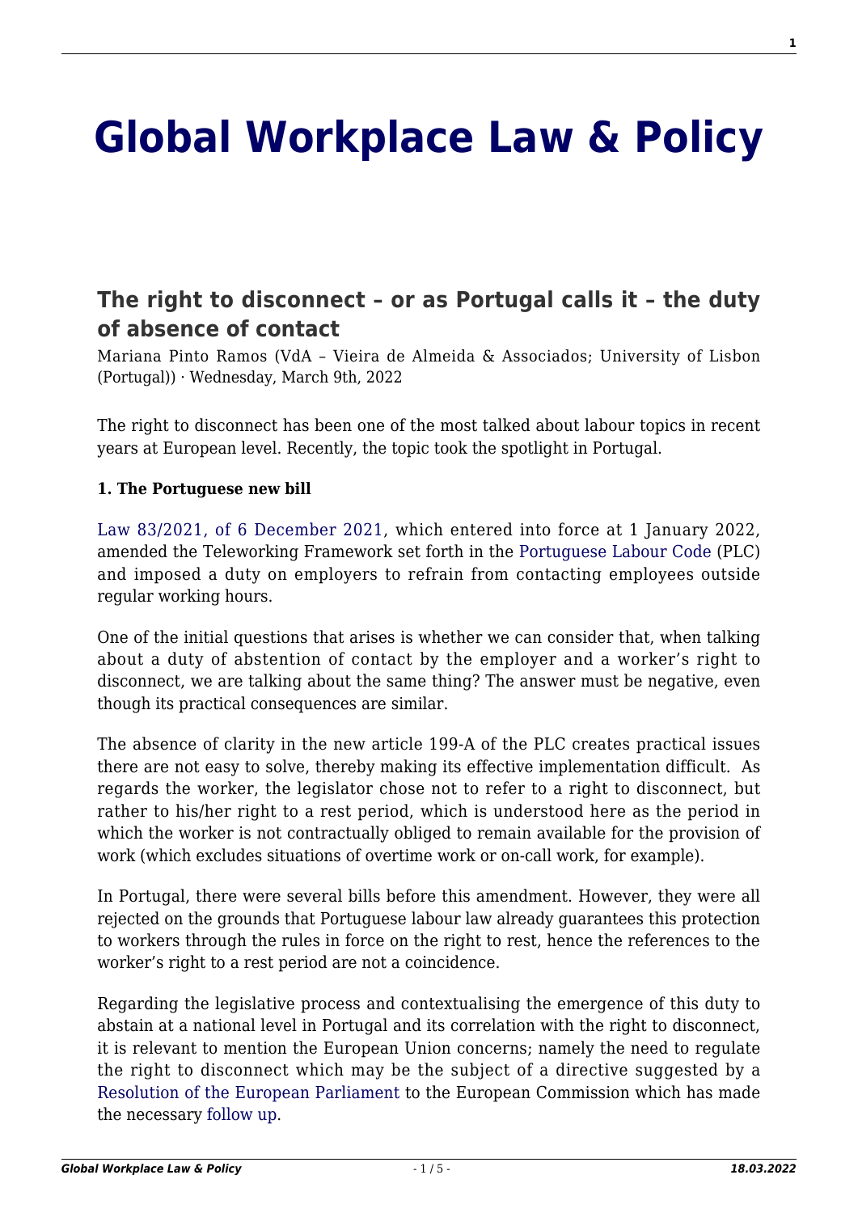# Global Workplace Law & Policy

## The right to disconnect – or as Portugal calls it – the duty of absence of contact

Mariana Pinto Ramos (VdA – Vieira de Almeida & Associados; University of Lisbon (Portugal)) · Wednesday, March 9th, 2022

The right to disconnect has been one of the most talked about labour topics in recent years at European level. Recently, the topic took the spotlight in Portugal.

**1. The Portuguese new bill**

Law 83/2021, of 6 December 2021, which entered into force at 1 January 2022, amended the Teleworking Framework set forth in the Portuguese Labour Code (PLC) and imposed a duty on employers to refrain from contacting employees outside regular working hours.

One of the initial questions that arises is whether we can consider that, when talking about a duty of abstention of contact by the employer and a worker's right to disconnect, we are talking about the same thing? The answer must be negative, even though its practical consequences are similar.

The absence of clarity in the new article 199-A of the PLC creates practical issues there are not easy to solve, thereby making its effective implementation difficult. As regards the worker, the legislator chose not to refer to a right to disconnect, but rather to his/her right to a rest period, which is understood here as the period in which the worker is not contractually obliged to remain available for the provision of work (which excludes situations of overtime work or on-call work, for example).

In Portugal, there were several bills before this amendment. However, they were all rejected on the grounds that Portuguese labour law already guarantees this protection to workers through the rules in force on the right to rest, hence the references to the worker's right to a rest period are not a coincidence.

Regarding the legislative process and contextualising the emergence of this duty to abstain at a national level in Portugal and its correlation with the right to disconnect, it is relevant to mention the European Union concerns; namely the need to regulate the right to disconnect which may be the subject of a directive suggested by a Resolution of the European Parliament to the European Commission which has made the necessary follow up.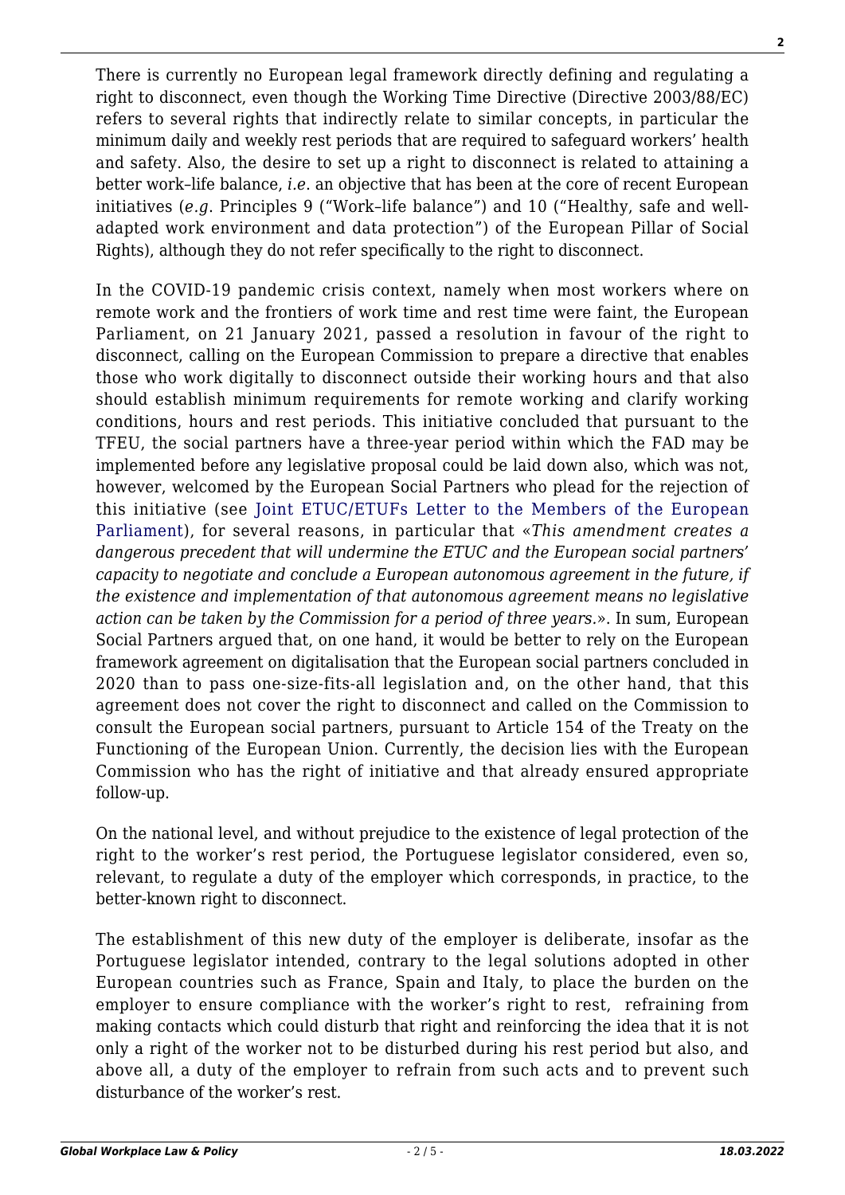There is currently no European legal framework directly defining and regulating a right to disconnect, even though the Working Time Directive (Directive 2003/88/EC) refers to several rights that indirectly relate to similar concepts, in particular the minimum daily and weekly rest periods that are required to safeguard workers' health and safety. Also, the desire to set up a right to disconnect is related to attaining a better work–life balance, *i.e.* an objective that has been at the core of recent European initiatives (*e.g.* Principles 9 ("Work–life balance") and 10 ("Healthy, safe and well-adapted work environment and data protection") of the European Pillar of Social Rights), although they do not refer specifically to the right to disconnect.

In the COVID-19 pandemic crisis context, namely when most workers where on remote work and the frontiers of work time and rest time were faint, the European Parliament, on 21 January 2021, passed a resolution in favour of the right to disconnect, calling on the European Commission to prepare a directive that enables those who work digitally to disconnect outside their working hours and that also should establish minimum requirements for remote working and clarify working conditions, hours and rest periods. This initiative concluded that pursuant to the TFEU, the social partners have a three-year period within which the FAD may be implemented before any legislative proposal could be laid down also, which was not, however, welcomed by the European Social Partners who plead for the rejection of this initiative (see Joint ETUC/ETUFs Letter to the Members of the European Parliament), for several reasons, in particular that «*This amendment creates a dangerous precedent that will undermine the ETUC and the European social partners' capacity to negotiate and conclude a European autonomous agreement in the future, if the existence and implementation of that autonomous agreement means no legislative action can be taken by the Commission for a period of three years.*». In sum, European Social Partners argued that, on one hand, it would be better to rely on the European framework agreement on digitalisation that the European social partners concluded in 2020 than to pass one-size-fits-all legislation and, on the other hand, that this agreement does not cover the right to disconnect and called on the Commission to consult the European social partners, pursuant to Article 154 of the Treaty on the Functioning of the European Union. Currently, the decision lies with the European Commission who has the right of initiative and that already ensured appropriate follow-up.

On the national level, and without prejudice to the existence of legal protection of the right to the worker's rest period, the Portuguese legislator considered, even so, relevant, to regulate a duty of the employer which corresponds, in practice, to the better-known right to disconnect.

The establishment of this new duty of the employer is deliberate, insofar as the Portuguese legislator intended, contrary to the legal solutions adopted in other European countries such as France, Spain and Italy, to place the burden on the employer to ensure compliance with the worker's right to rest, refraining from making contacts which could disturb that right and reinforcing the idea that it is not only a right of the worker not to be disturbed during his rest period but also, and above all, a duty of the employer to refrain from such acts and to prevent such disturbance of the worker's rest.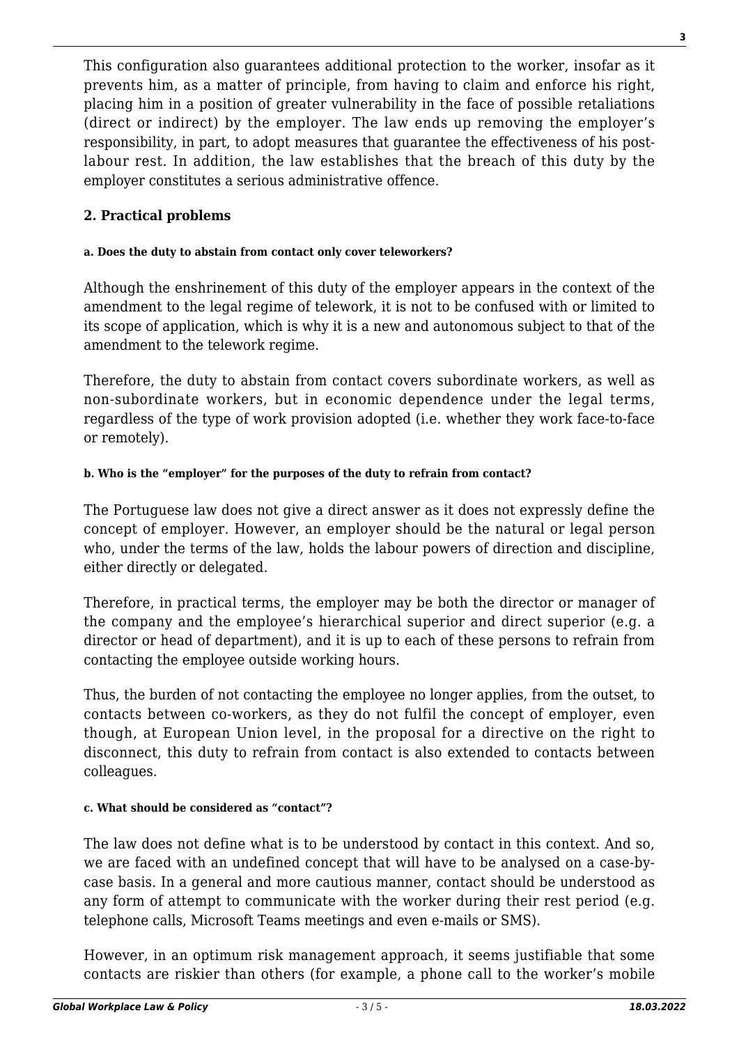This configuration also guarantees additional protection to the worker, insofar as it prevents him, as a matter of principle, from having to claim and enforce his right, placing him in a position of greater vulnerability in the face of possible retaliations (direct or indirect) by the employer. The law ends up removing the employer's responsibility, in part, to adopt measures that guarantee the effectiveness of his post-labour rest. In addition, the law establishes that the breach of this duty by the employer constitutes a serious administrative offence.

## 2. Practical problems

#### a. Does the duty to abstain from contact only cover teleworkers?

Although the enshrinement of this duty of the employer appears in the context of the amendment to the legal regime of telework, it is not to be confused with or limited to its scope of application, which is why it is a new and autonomous subject to that of the amendment to the telework regime.

Therefore, the duty to abstain from contact covers subordinate workers, as well as non-subordinate workers, but in economic dependence under the legal terms, regardless of the type of work provision adopted (i.e. whether they work face-to-face or remotely).

#### b. Who is the "employer" for the purposes of the duty to refrain from contact?

The Portuguese law does not give a direct answer as it does not expressly define the concept of employer. However, an employer should be the natural or legal person who, under the terms of the law, holds the labour powers of direction and discipline, either directly or delegated.

Therefore, in practical terms, the employer may be both the director or manager of the company and the employee's hierarchical superior and direct superior (e.g. a director or head of department), and it is up to each of these persons to refrain from contacting the employee outside working hours.

Thus, the burden of not contacting the employee no longer applies, from the outset, to contacts between co-workers, as they do not fulfil the concept of employer, even though, at European Union level, in the proposal for a directive on the right to disconnect, this duty to refrain from contact is also extended to contacts between colleagues.

#### c. What should be considered as "contact"?

The law does not define what is to be understood by contact in this context. And so, we are faced with an undefined concept that will have to be analysed on a case-by-case basis. In a general and more cautious manner, contact should be understood as any form of attempt to communicate with the worker during their rest period (e.g. telephone calls, Microsoft Teams meetings and even e-mails or SMS).

However, in an optimum risk management approach, it seems justifiable that some contacts are riskier than others (for example, a phone call to the worker's mobile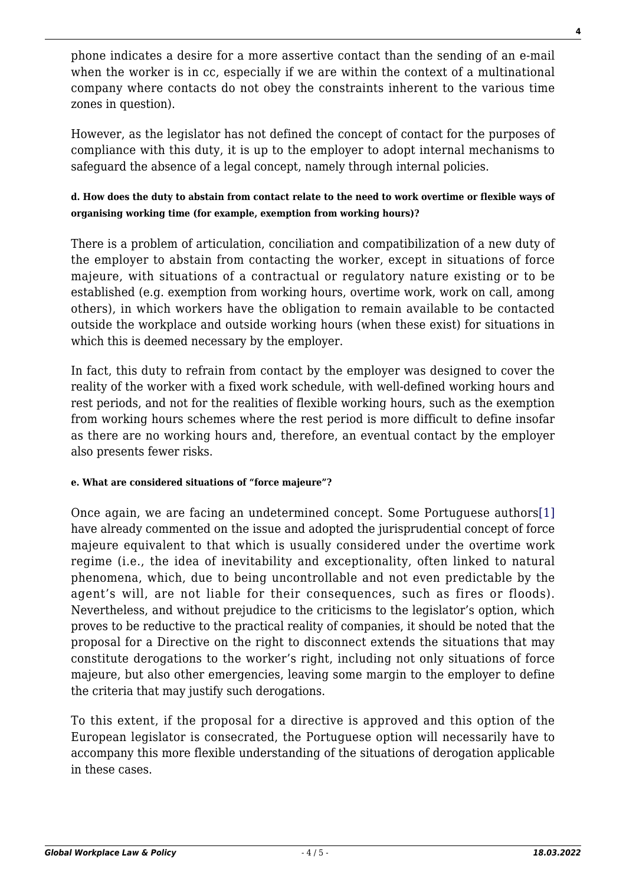phone indicates a desire for a more assertive contact than the sending of an e-mail when the worker is in cc, especially if we are within the context of a multinational company where contacts do not obey the constraints inherent to the various time zones in question).

However, as the legislator has not defined the concept of contact for the purposes of compliance with this duty, it is up to the employer to adopt internal mechanisms to safeguard the absence of a legal concept, namely through internal policies.

#### d. How does the duty to abstain from contact relate to the need to work overtime or flexible ways of organising working time (for example, exemption from working hours)?

There is a problem of articulation, conciliation and compatibilization of a new duty of the employer to abstain from contacting the worker, except in situations of force majeure, with situations of a contractual or regulatory nature existing or to be established (e.g. exemption from working hours, overtime work, work on call, among others), in which workers have the obligation to remain available to be contacted outside the workplace and outside working hours (when these exist) for situations in which this is deemed necessary by the employer.

In fact, this duty to refrain from contact by the employer was designed to cover the reality of the worker with a fixed work schedule, with well-defined working hours and rest periods, and not for the realities of flexible working hours, such as the exemption from working hours schemes where the rest period is more difficult to define insofar as there are no working hours and, therefore, an eventual contact by the employer also presents fewer risks.

#### e. What are considered situations of "force majeure"?

Once again, we are facing an undetermined concept. Some Portuguese authors[1] have already commented on the issue and adopted the jurisprudential concept of force majeure equivalent to that which is usually considered under the overtime work regime (i.e., the idea of inevitability and exceptionality, often linked to natural phenomena, which, due to being uncontrollable and not even predictable by the agent's will, are not liable for their consequences, such as fires or floods). Nevertheless, and without prejudice to the criticisms to the legislator's option, which proves to be reductive to the practical reality of companies, it should be noted that the proposal for a Directive on the right to disconnect extends the situations that may constitute derogations to the worker's right, including not only situations of force majeure, but also other emergencies, leaving some margin to the employer to define the criteria that may justify such derogations.

To this extent, if the proposal for a directive is approved and this option of the European legislator is consecrated, the Portuguese option will necessarily have to accompany this more flexible understanding of the situations of derogation applicable in these cases.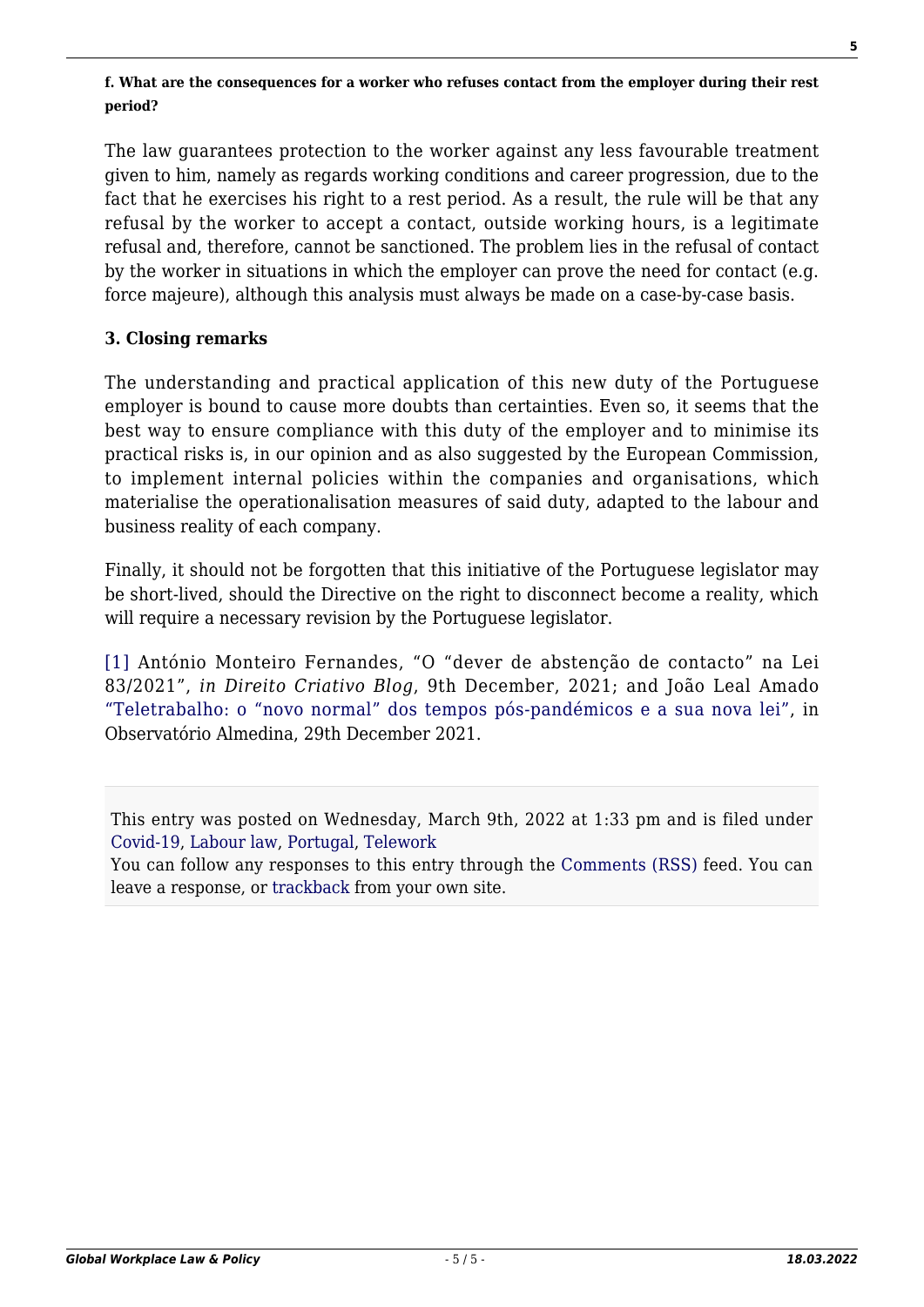**f. What are the consequences for a worker who refuses contact from the employer during their rest period?**

The law guarantees protection to the worker against any less favourable treatment given to him, namely as regards working conditions and career progression, due to the fact that he exercises his right to a rest period. As a result, the rule will be that any refusal by the worker to accept a contact, outside working hours, is a legitimate refusal and, therefore, cannot be sanctioned. The problem lies in the refusal of contact by the worker in situations in which the employer can prove the need for contact (e.g. force majeure), although this analysis must always be made on a case-by-case basis.

### 3. Closing remarks

The understanding and practical application of this new duty of the Portuguese employer is bound to cause more doubts than certainties. Even so, it seems that the best way to ensure compliance with this duty of the employer and to minimise its practical risks is, in our opinion and as also suggested by the European Commission, to implement internal policies within the companies and organisations, which materialise the operationalisation measures of said duty, adapted to the labour and business reality of each company.

Finally, it should not be forgotten that this initiative of the Portuguese legislator may be short-lived, should the Directive on the right to disconnect become a reality, which will require a necessary revision by the Portuguese legislator.

[1] António Monteiro Fernandes, "O "dever de abstenção de contacto" na Lei 83/2021", *in Direito Criativo Blog*, 9th December, 2021; and João Leal Amado "Teletrabalho: o "novo normal" dos tempos pós-pandémicos e a sua nova lei", in Observatório Almedina, 29th December 2021.

This entry was posted on Wednesday, March 9th, 2022 at 1:33 pm and is filed under Covid-19, Labour law, Portugal, Telework
You can follow any responses to this entry through the Comments (RSS) feed. You can leave a response, or trackback from your own site.